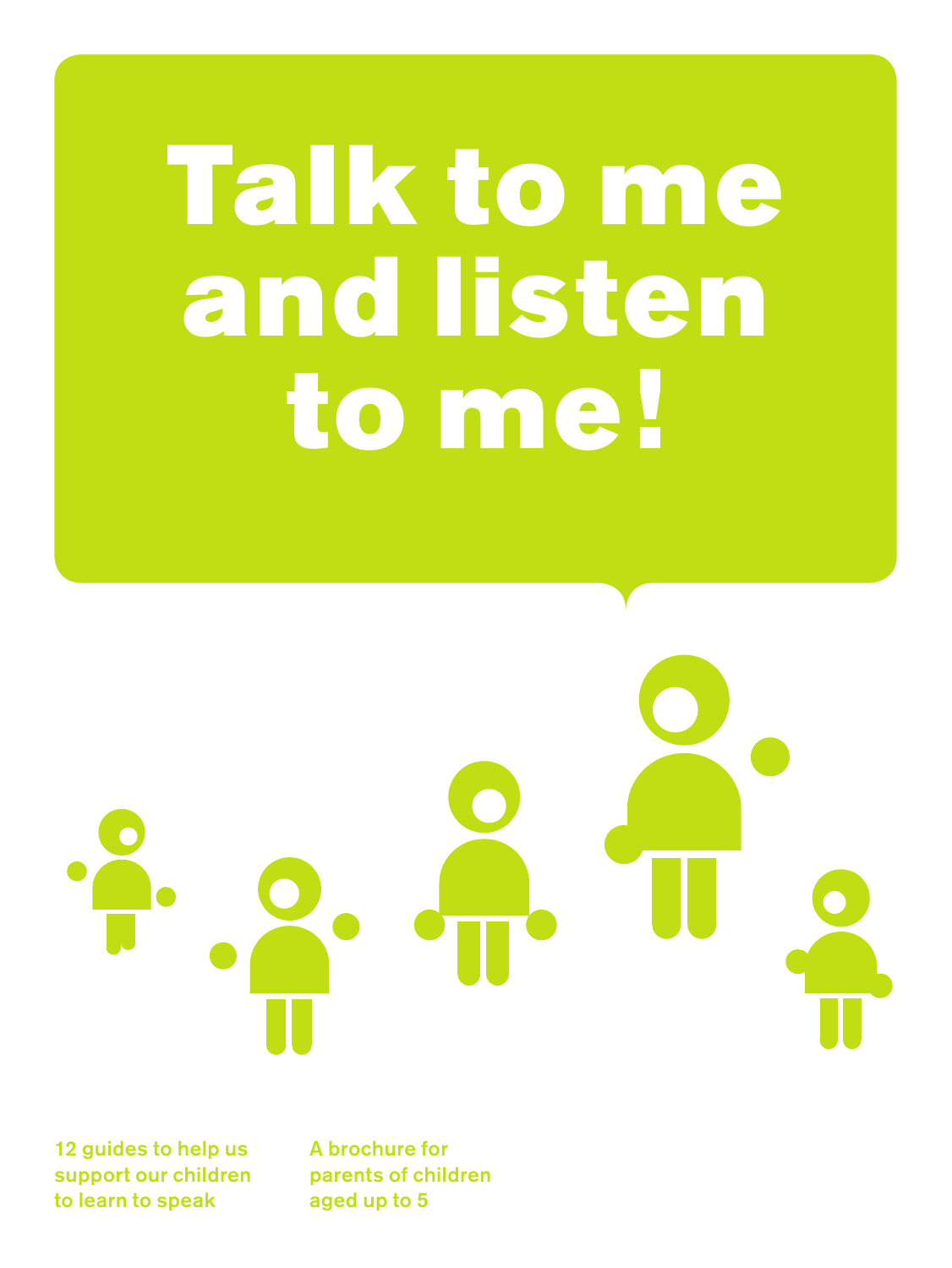# Talk to me and listen to me!

12 guides to help us support our children to learn to speak

A brochure for parents of children aged up to 5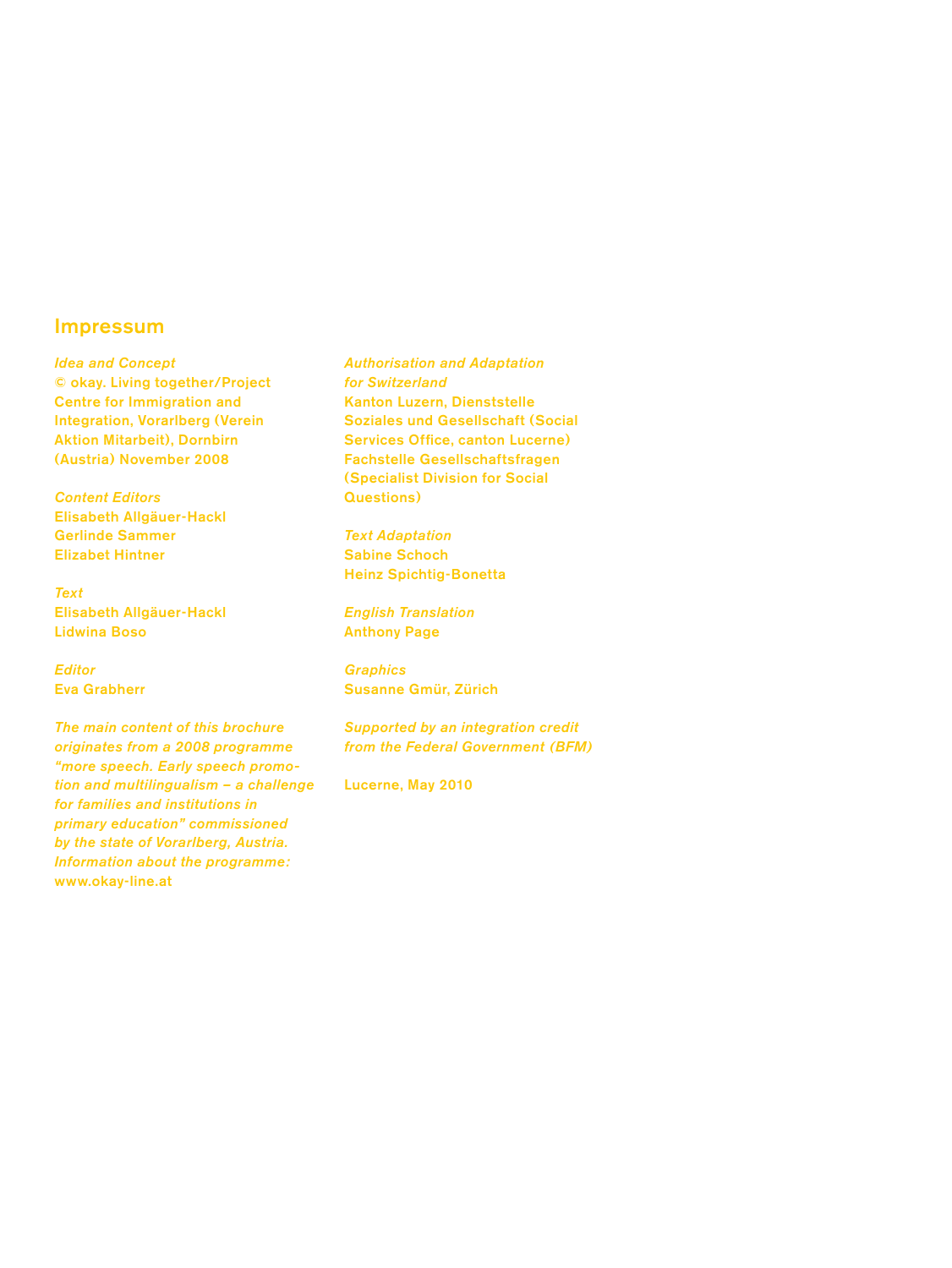# Impressum

*Idea and Concept*
© okay. Living together/Project Centre for Immigration and Integration, Vorarlberg (Verein Aktion Mitarbeit), Dornbirn (Austria) November 2008

*Content Editors*
Elisabeth Allgäuer-Hackl
Gerlinde Sammer
Elizabet Hintner

*Text*
Elisabeth Allgäuer-Hackl
Lidwina Boso

*Editor*
Eva Grabherr

*The main content of this brochure originates from a 2008 programme "more speech. Early speech promotion and multilingualism – a challenge for families and institutions in primary education" commissioned by the state of Vorarlberg, Austria. Information about the programme:*
www.okay-line.at

*Authorisation and Adaptation for Switzerland*
Kanton Luzern, Dienststelle Soziales und Gesellschaft (Social Services Office, canton Lucerne) Fachstelle Gesellschaftsfragen (Specialist Division for Social Questions)

*Text Adaptation*
Sabine Schoch
Heinz Spichtig-Bonetta

*English Translation*
Anthony Page

*Graphics*
Susanne Gmür, Zürich

*Supported by an integration credit from the Federal Government (BFM)*

Lucerne, May 2010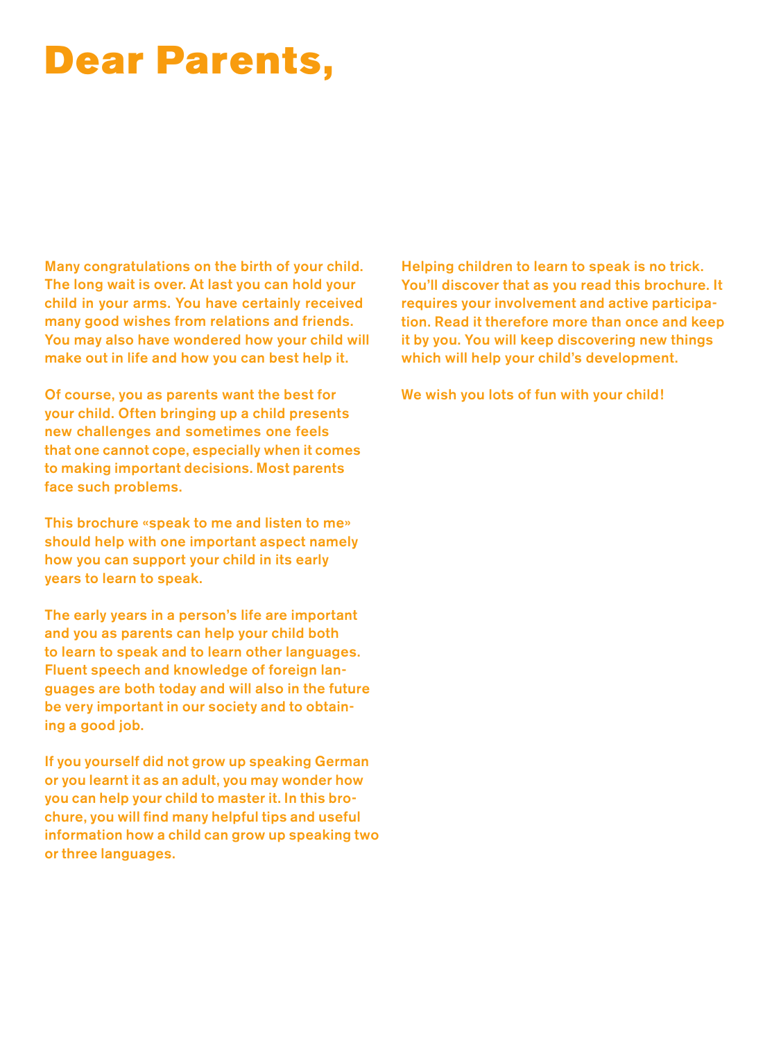# Dear Parents,

Many congratulations on the birth of your child. The long wait is over. At last you can hold your child in your arms. You have certainly received many good wishes from relations and friends. You may also have wondered how your child will make out in life and how you can best help it.

Of course, you as parents want the best for your child. Often bringing up a child presents new challenges and sometimes one feels that one cannot cope, especially when it comes to making important decisions. Most parents face such problems.

This brochure «speak to me and listen to me» should help with one important aspect namely how you can support your child in its early years to learn to speak.

The early years in a person's life are important and you as parents can help your child both to learn to speak and to learn other languages. Fluent speech and knowledge of foreign languages are both today and will also in the future be very important in our society and to obtaining a good job.

If you yourself did not grow up speaking German or you learnt it as an adult, you may wonder how you can help your child to master it. In this brochure, you will find many helpful tips and useful information how a child can grow up speaking two or three languages.

Helping children to learn to speak is no trick. You'll discover that as you read this brochure. It requires your involvement and active participation. Read it therefore more than once and keep it by you. You will keep discovering new things which will help your child's development.

We wish you lots of fun with your child!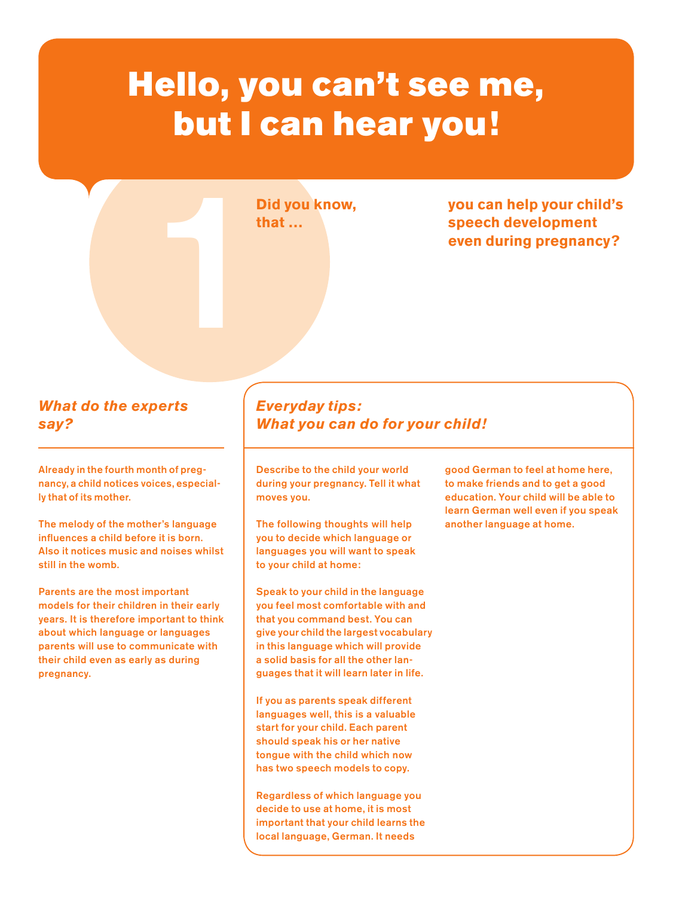# Hello, you can't see me, but I can hear you!

## 1

**Did you know, that …**

**you can help your child's speech development even during pregnancy?**

### *What do the experts say?*

Already in the fourth month of pregnancy, a child notices voices, especially that of its mother.

The melody of the mother's language influences a child before it is born. Also it notices music and noises whilst still in the womb.

Parents are the most important models for their children in their early years. It is therefore important to think about which language or languages parents will use to communicate with their child even as early as during pregnancy.

### *Everyday tips: What you can do for your child!*

Describe to the child your world during your pregnancy. Tell it what moves you.

The following thoughts will help you to decide which language or languages you will want to speak to your child at home:

Speak to your child in the language you feel most comfortable with and that you command best. You can give your child the largest vocabulary in this language which will provide a solid basis for all the other languages that it will learn later in life.

If you as parents speak different languages well, this is a valuable start for your child. Each parent should speak his or her native tongue with the child which now has two speech models to copy.

Regardless of which language you decide to use at home, it is most important that your child learns the local language, German. It needs good German to feel at home here, to make friends and to get a good education. Your child will be able to learn German well even if you speak another language at home.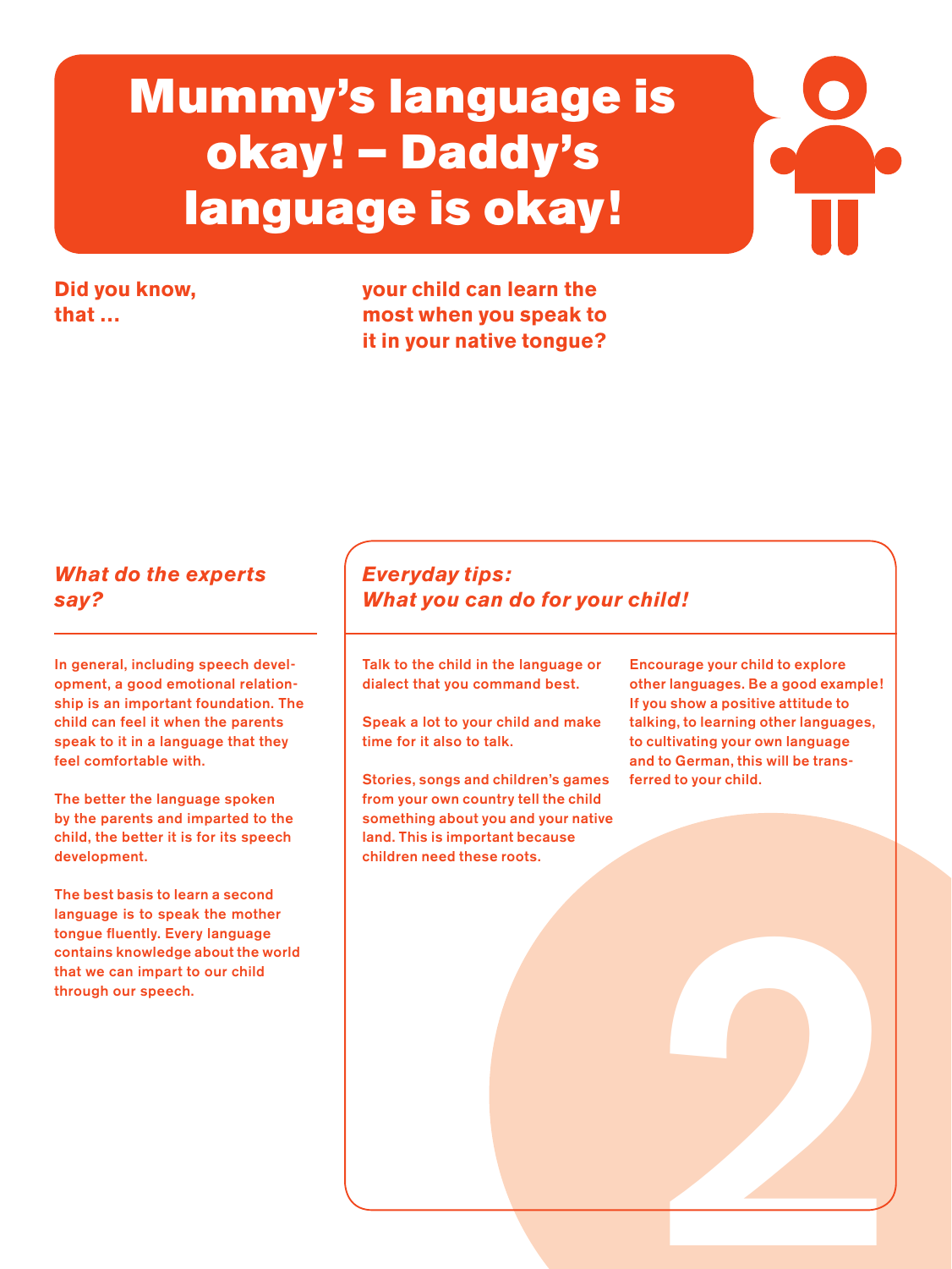# Mummy's language is okay! – Daddy's language is okay!

**Did you know, that … your child can learn the most when you speak to it in your native tongue?**

### *What do the experts say?*

In general, including speech development, a good emotional relationship is an important foundation. The child can feel it when the parents speak to it in a language that they feel comfortable with.

The better the language spoken by the parents and imparted to the child, the better it is for its speech development.

The best basis to learn a second language is to speak the mother tongue fluently. Every language contains knowledge about the world that we can impart to our child through our speech.

### *Everyday tips: What you can do for your child!*

Talk to the child in the language or dialect that you command best.

Speak a lot to your child and make time for it also to talk.

Stories, songs and children's games from your own country tell the child something about you and your native land. This is important because children need these roots.

Encourage your child to explore other languages. Be a good example! If you show a positive attitude to talking, to learning other languages, to cultivating your own language and to German, this will be transferred to your child.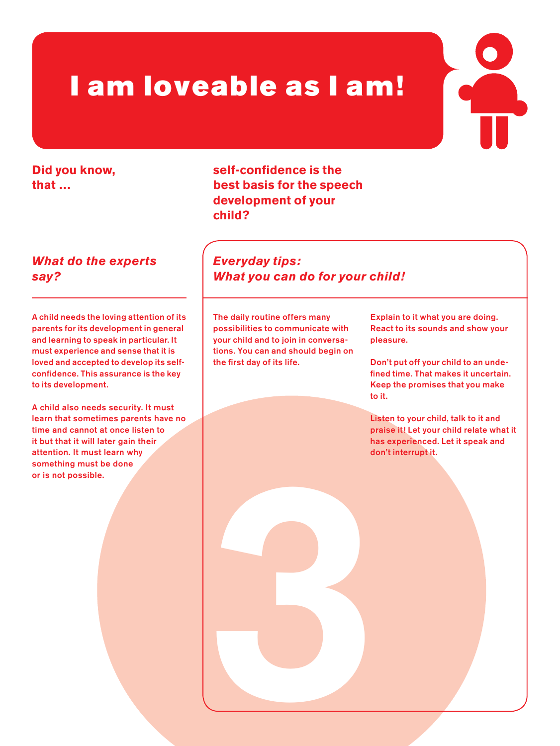# I am loveable as I am!

**Did you know, that … self-confidence is the best basis for the speech development of your child?**

## *What do the experts say?*

A child needs the loving attention of its parents for its development in general and learning to speak in particular. It must experience and sense that it is loved and accepted to develop its self-confidence. This assurance is the key to its development.

A child also needs security. It must learn that sometimes parents have no time and cannot at once listen to it but that it will later gain their attention. It must learn why something must be done or is not possible.

## *Everyday tips: What you can do for your child!*

The daily routine offers many possibilities to communicate with your child and to join in conversations. You can and should begin on the first day of its life.

Explain to it what you are doing. React to its sounds and show your pleasure.

Don't put off your child to an undefined time. That makes it uncertain. Keep the promises that you make to it.

Listen to your child, talk to it and praise it! Let your child relate what it has experienced. Let it speak and don't interrupt it.

3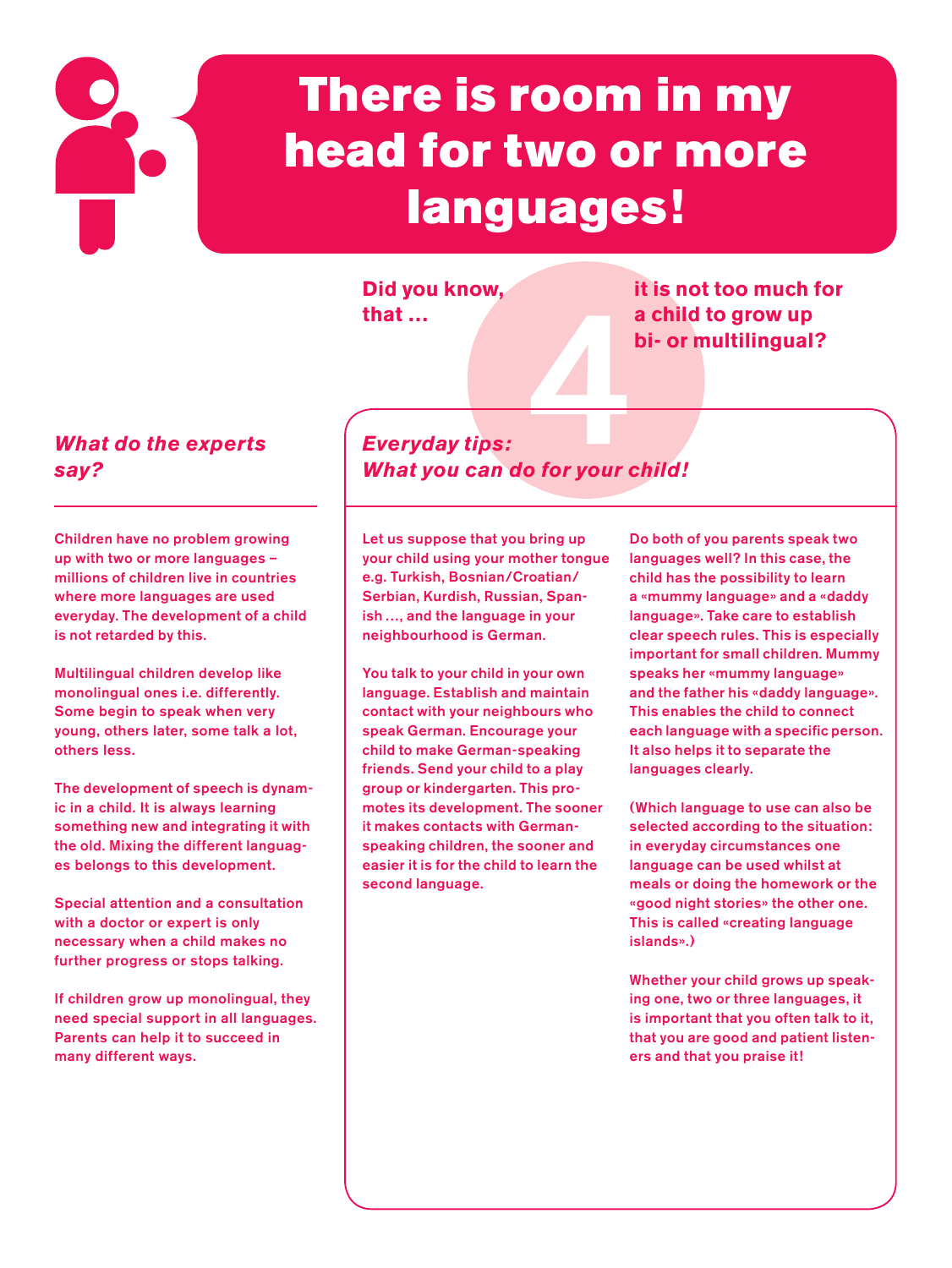# There is room in my head for two or more languages!

**Did you know, that … 4 it is not too much for a child to grow up bi- or multilingual?**

## *What do the experts say?*

Children have no problem growing up with two or more languages – millions of children live in countries where more languages are used everyday. The development of a child is not retarded by this.

Multilingual children develop like monolingual ones i.e. differently. Some begin to speak when very young, others later, some talk a lot, others less.

The development of speech is dynamic in a child. It is always learning something new and integrating it with the old. Mixing the different languages belongs to this development.

Special attention and a consultation with a doctor or expert is only necessary when a child makes no further progress or stops talking.

If children grow up monolingual, they need special support in all languages. Parents can help it to succeed in many different ways.

## *Everyday tips: What you can do for your child!*

Let us suppose that you bring up your child using your mother tongue e.g. Turkish, Bosnian/Croatian/Serbian, Kurdish, Russian, Spanish …, and the language in your neighbourhood is German.

You talk to your child in your own language. Establish and maintain contact with your neighbours who speak German. Encourage your child to make German-speaking friends. Send your child to a play group or kindergarten. This promotes its development. The sooner it makes contacts with German-speaking children, the sooner and easier it is for the child to learn the second language.

Do both of you parents speak two languages well? In this case, the child has the possibility to learn a «mummy language» and a «daddy language». Take care to establish clear speech rules. This is especially important for small children. Mummy speaks her «mummy language» and the father his «daddy language». This enables the child to connect each language with a specific person. It also helps it to separate the languages clearly.

(Which language to use can also be selected according to the situation: in everyday circumstances one language can be used whilst at meals or doing the homework or the «good night stories» the other one. This is called «creating language islands».)

Whether your child grows up speaking one, two or three languages, it is important that you often talk to it, that you are good and patient listeners and that you praise it!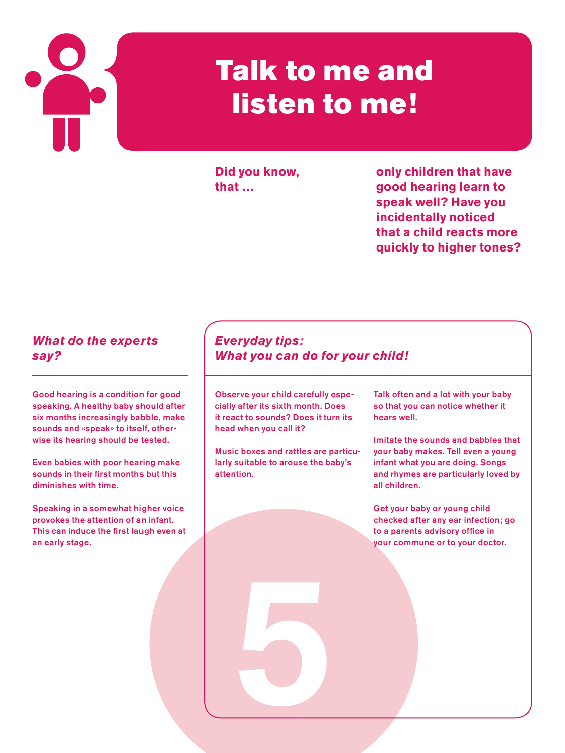# Talk to me and listen to me!

**Did you know, that … only children that have good hearing learn to speak well? Have you incidentally noticed that a child reacts more quickly to higher tones?**

## *What do the experts say?*

Good hearing is a condition for good speaking. A healthy baby should after six months increasingly babble, make sounds and «speak» to itself, otherwise its hearing should be tested.

Even babies with poor hearing make sounds in their first months but this diminishes with time.

Speaking in a somewhat higher voice provokes the attention of an infant. This can induce the first laugh even at an early stage.

## *Everyday tips: What you can do for your child!*

Observe your child carefully especially after its sixth month. Does it react to sounds? Does it turn its head when you call it?

Music boxes and rattles are particularly suitable to arouse the baby's attention.

Talk often and a lot with your baby so that you can notice whether it hears well.

Imitate the sounds and babbles that your baby makes. Tell even a young infant what you are doing. Songs and rhymes are particularly loved by all children.

Get your baby or young child checked after any ear infection; go to a parents advisory office in your commune or to your doctor.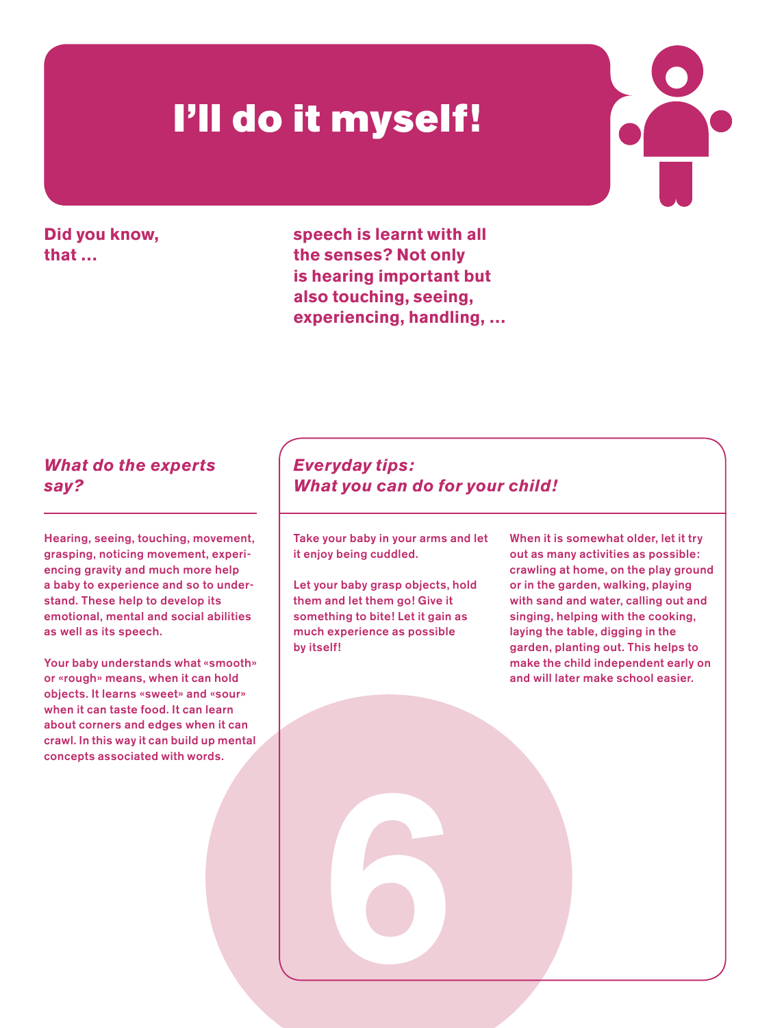# I'll do it myself!

**Did you know, that … speech is learnt with all the senses? Not only is hearing important but also touching, seeing, experiencing, handling, …**

### *What do the experts say?*

Hearing, seeing, touching, movement, grasping, noticing movement, experiencing gravity and much more help a baby to experience and so to understand. These help to develop its emotional, mental and social abilities as well as its speech.

Your baby understands what «smooth» or «rough» means, when it can hold objects. It learns «sweet» and «sour» when it can taste food. It can learn about corners and edges when it can crawl. In this way it can build up mental concepts associated with words.

### *Everyday tips: What you can do for your child!*

Take your baby in your arms and let it enjoy being cuddled.

Let your baby grasp objects, hold them and let them go! Give it something to bite! Let it gain as much experience as possible by itself!

When it is somewhat older, let it try out as many activities as possible: crawling at home, on the play ground or in the garden, walking, playing with sand and water, calling out and singing, helping with the cooking, laying the table, digging in the garden, planting out. This helps to make the child independent early on and will later make school easier.

6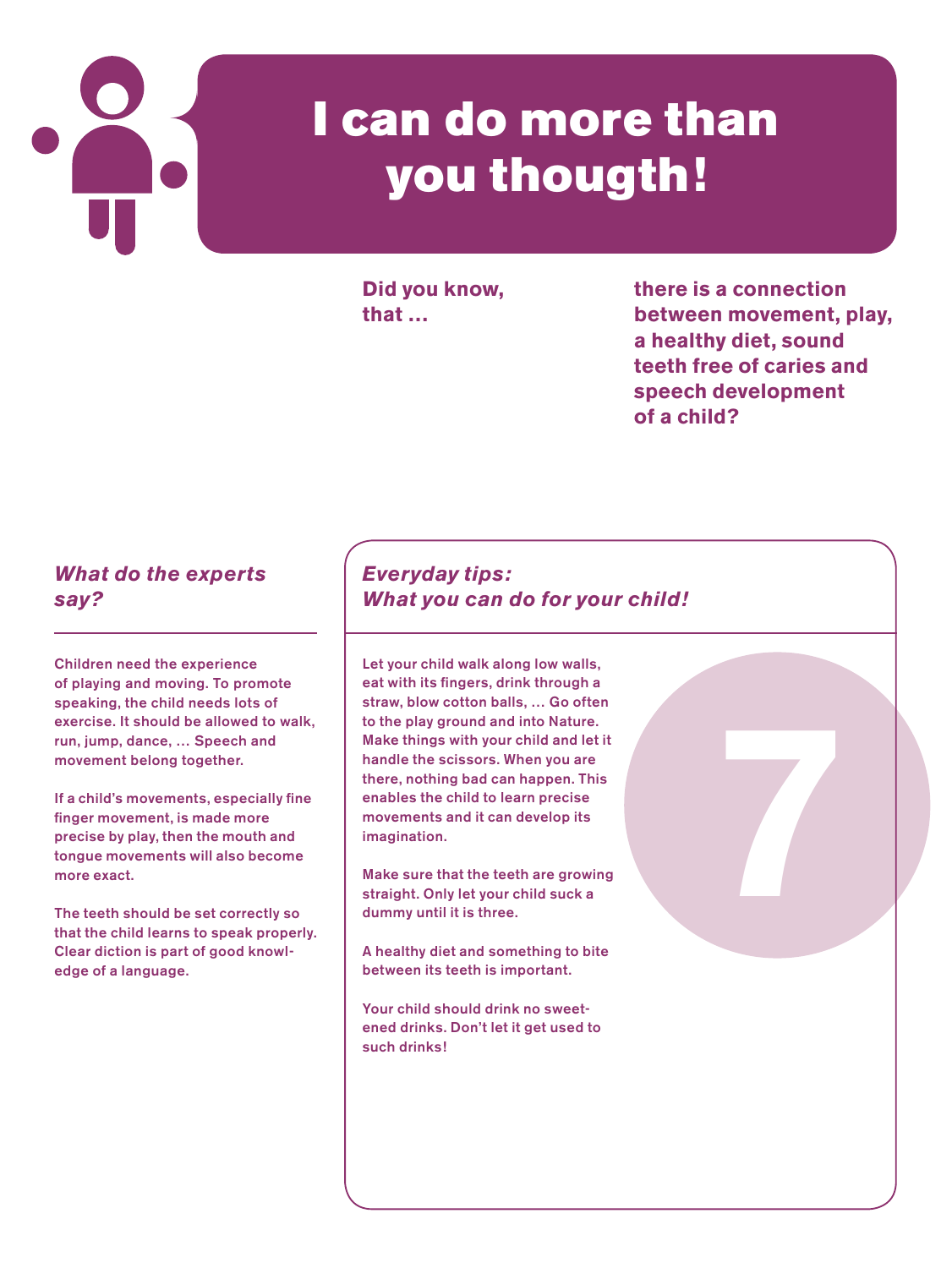# I can do more than you thougth!

**Did you know, that … there is a connection between movement, play, a healthy diet, sound teeth free of caries and speech development of a child?**

## *What do the experts say?*

Children need the experience of playing and moving. To promote speaking, the child needs lots of exercise. It should be allowed to walk, run, jump, dance, … Speech and movement belong together.

If a child's movements, especially fine finger movement, is made more precise by play, then the mouth and tongue movements will also become more exact.

The teeth should be set correctly so that the child learns to speak properly. Clear diction is part of good knowledge of a language.

## *Everyday tips: What you can do for your child!*

7

Let your child walk along low walls, eat with its fingers, drink through a straw, blow cotton balls, … Go often to the play ground and into Nature. Make things with your child and let it handle the scissors. When you are there, nothing bad can happen. This enables the child to learn precise movements and it can develop its imagination.

Make sure that the teeth are growing straight. Only let your child suck a dummy until it is three.

A healthy diet and something to bite between its teeth is important.

Your child should drink no sweetened drinks. Don't let it get used to such drinks!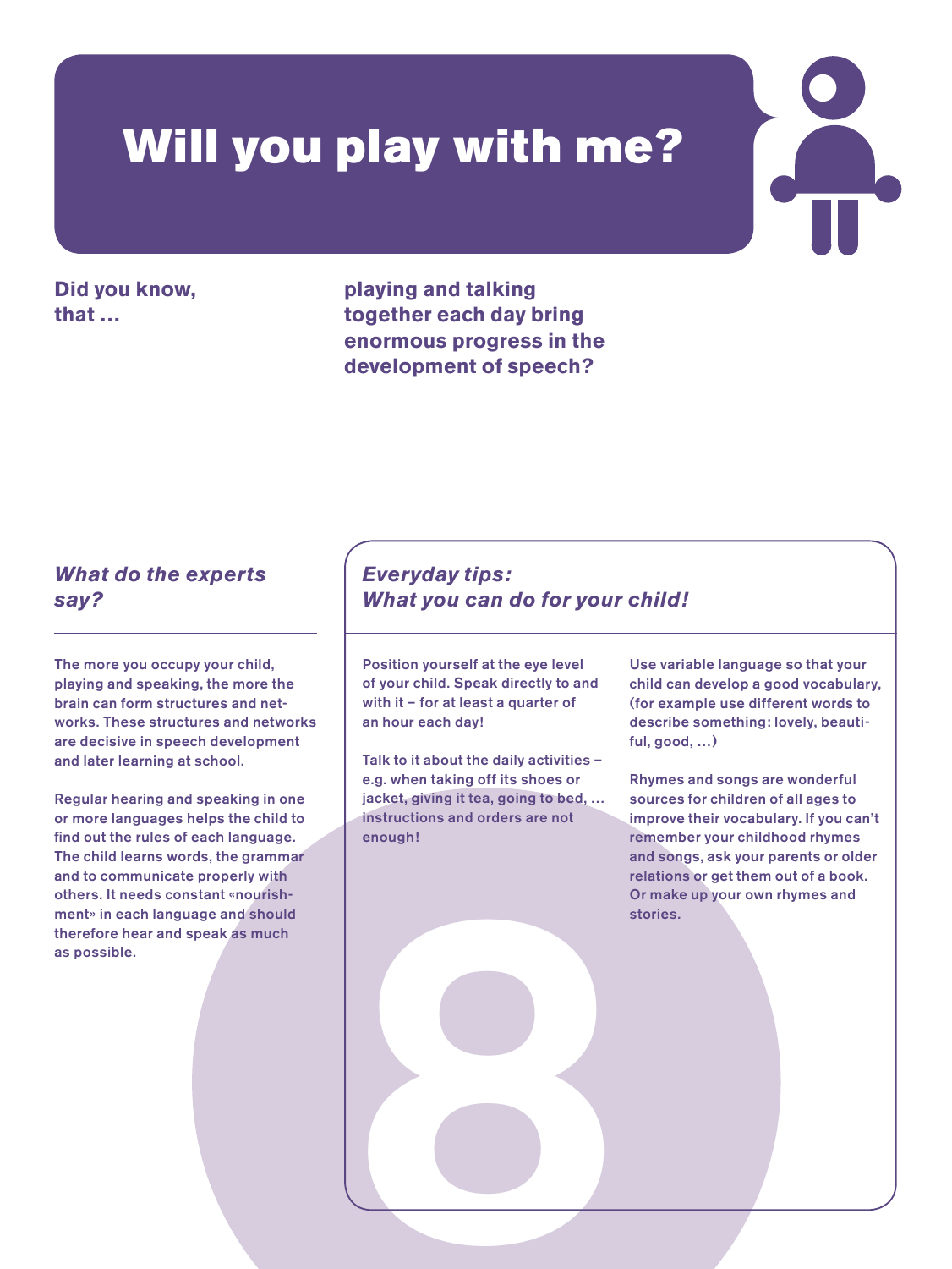# Will you play with me?

**Did you know, that …**

**playing and talking together each day bring enormous progress in the development of speech?**

## *What do the experts say?*

The more you occupy your child, playing and speaking, the more the brain can form structures and networks. These structures and networks are decisive in speech development and later learning at school.

Regular hearing and speaking in one or more languages helps the child to find out the rules of each language. The child learns words, the grammar and to communicate properly with others. It needs constant «nourishment» in each language and should therefore hear and speak as much as possible.

## *Everyday tips: What you can do for your child!*

Position yourself at the eye level of your child. Speak directly to and with it – for at least a quarter of an hour each day!

Talk to it about the daily activities – e.g. when taking off its shoes or jacket, giving it tea, going to bed, … instructions and orders are not enough!

Use variable language so that your child can develop a good vocabulary, (for example use different words to describe something: lovely, beautiful, good, …)

Rhymes and songs are wonderful sources for children of all ages to improve their vocabulary. If you can't remember your childhood rhymes and songs, ask your parents or older relations or get them out of a book. Or make up your own rhymes and stories.

8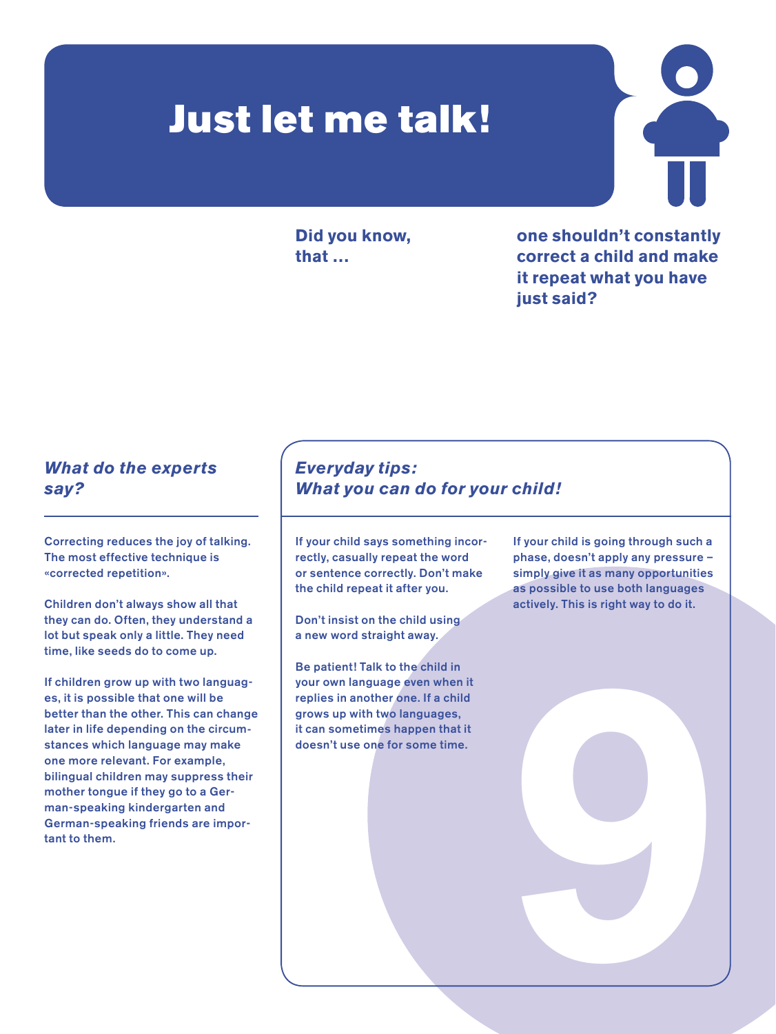# Just let me talk!

**Did you know, that …** **one shouldn't constantly correct a child and make it repeat what you have just said?**

## *What do the experts say?*

Correcting reduces the joy of talking. The most effective technique is «corrected repetition».

Children don't always show all that they can do. Often, they understand a lot but speak only a little. They need time, like seeds do to come up.

If children grow up with two languages, it is possible that one will be better than the other. This can change later in life depending on the circumstances which language may make one more relevant. For example, bilingual children may suppress their mother tongue if they go to a German-speaking kindergarten and German-speaking friends are important to them.

## *Everyday tips: What you can do for your child!*

If your child says something incorrectly, casually repeat the word or sentence correctly. Don't make the child repeat it after you.

Don't insist on the child using a new word straight away.

Be patient! Talk to the child in your own language even when it replies in another one. If a child grows up with two languages, it can sometimes happen that it doesn't use one for some time.

If your child is going through such a phase, doesn't apply any pressure – simply give it as many opportunities as possible to use both languages actively. This is right way to do it.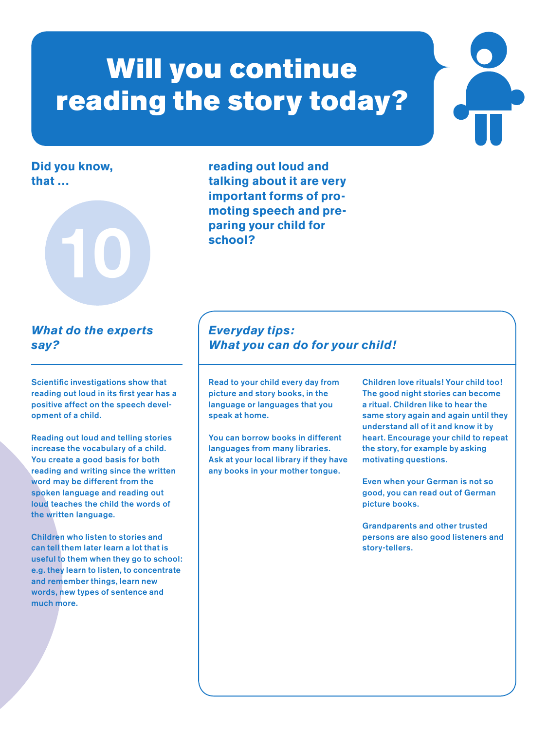# Will you continue reading the story today?

**Did you know, that …**

**10**

**reading out loud and talking about it are very important forms of promoting speech and preparing your child for school?**

### *What do the experts say?*

Scientific investigations show that reading out loud in its first year has a positive affect on the speech development of a child.

Reading out loud and telling stories increase the vocabulary of a child. You create a good basis for both reading and writing since the written word may be different from the spoken language and reading out loud teaches the child the words of the written language.

Children who listen to stories and can tell them later learn a lot that is useful to them when they go to school: e.g. they learn to listen, to concentrate and remember things, learn new words, new types of sentence and much more.

### *Everyday tips: What you can do for your child!*

Read to your child every day from picture and story books, in the language or languages that you speak at home.

You can borrow books in different languages from many libraries. Ask at your local library if they have any books in your mother tongue.

Children love rituals! Your child too! The good night stories can become a ritual. Children like to hear the same story again and again until they understand all of it and know it by heart. Encourage your child to repeat the story, for example by asking motivating questions.

Even when your German is not so good, you can read out of German picture books.

Grandparents and other trusted persons are also good listeners and story-tellers.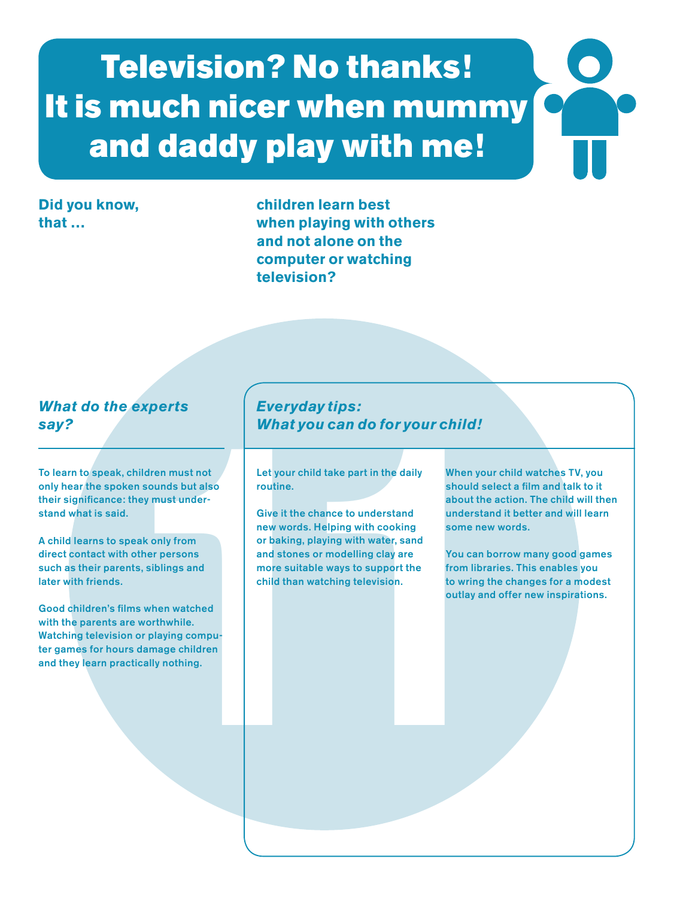# Television? No thanks! It is much nicer when mummy and daddy play with me!

**Did you know, that …**

**children learn best when playing with others and not alone on the computer or watching television?**

## *What do the experts say?*

To learn to speak, children must not only hear the spoken sounds but also their significance: they must understand what is said.

A child learns to speak only from direct contact with other persons such as their parents, siblings and later with friends.

Good children's films when watched with the parents are worthwhile. Watching television or playing computer games for hours damage children and they learn practically nothing.

## *Everyday tips: What you can do for your child!*

Let your child take part in the daily routine.

Give it the chance to understand new words. Helping with cooking or baking, playing with water, sand and stones or modelling clay are more suitable ways to support the child than watching television.

When your child watches TV, you should select a film and talk to it about the action. The child will then understand it better and will learn some new words.

You can borrow many good games from libraries. This enables you to wring the changes for a modest outlay and offer new inspirations.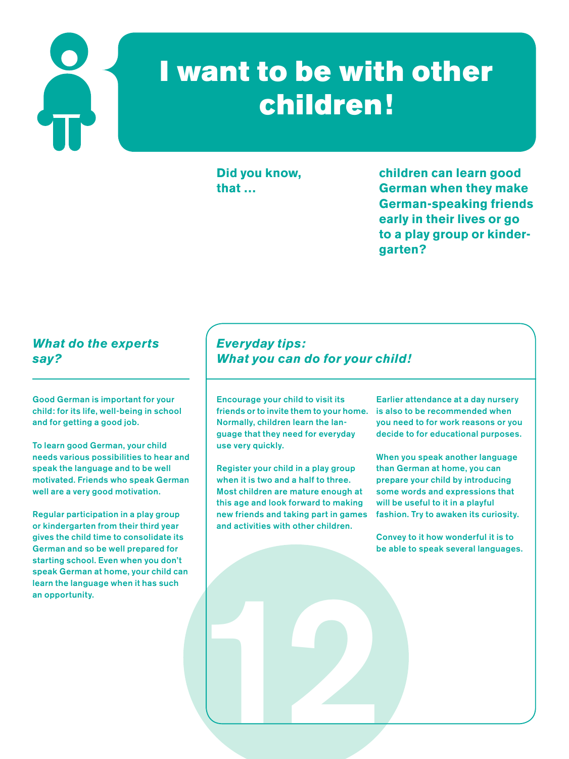# I want to be with other children!

**Did you know, that … children can learn good German when they make German-speaking friends early in their lives or go to a play group or kindergarten?**

## *What do the experts say?*

Good German is important for your child: for its life, well-being in school and for getting a good job.

To learn good German, your child needs various possibilities to hear and speak the language and to be well motivated. Friends who speak German well are a very good motivation.

Regular participation in a play group or kindergarten from their third year gives the child time to consolidate its German and so be well prepared for starting school. Even when you don't speak German at home, your child can learn the language when it has such an opportunity.

## *Everyday tips: What you can do for your child!*

Encourage your child to visit its friends or to invite them to your home. Normally, children learn the language that they need for everyday use very quickly.

Register your child in a play group when it is two and a half to three. Most children are mature enough at this age and look forward to making new friends and taking part in games and activities with other children.

Earlier attendance at a day nursery is also to be recommended when you need to for work reasons or you decide to for educational purposes.

When you speak another language than German at home, you can prepare your child by introducing some words and expressions that will be useful to it in a playful fashion. Try to awaken its curiosity.

Convey to it how wonderful it is to be able to speak several languages.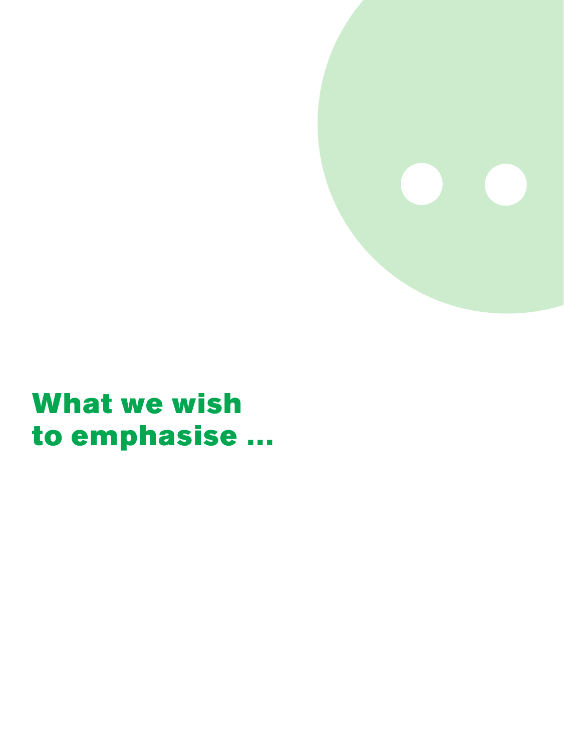# What we wish to emphasise ...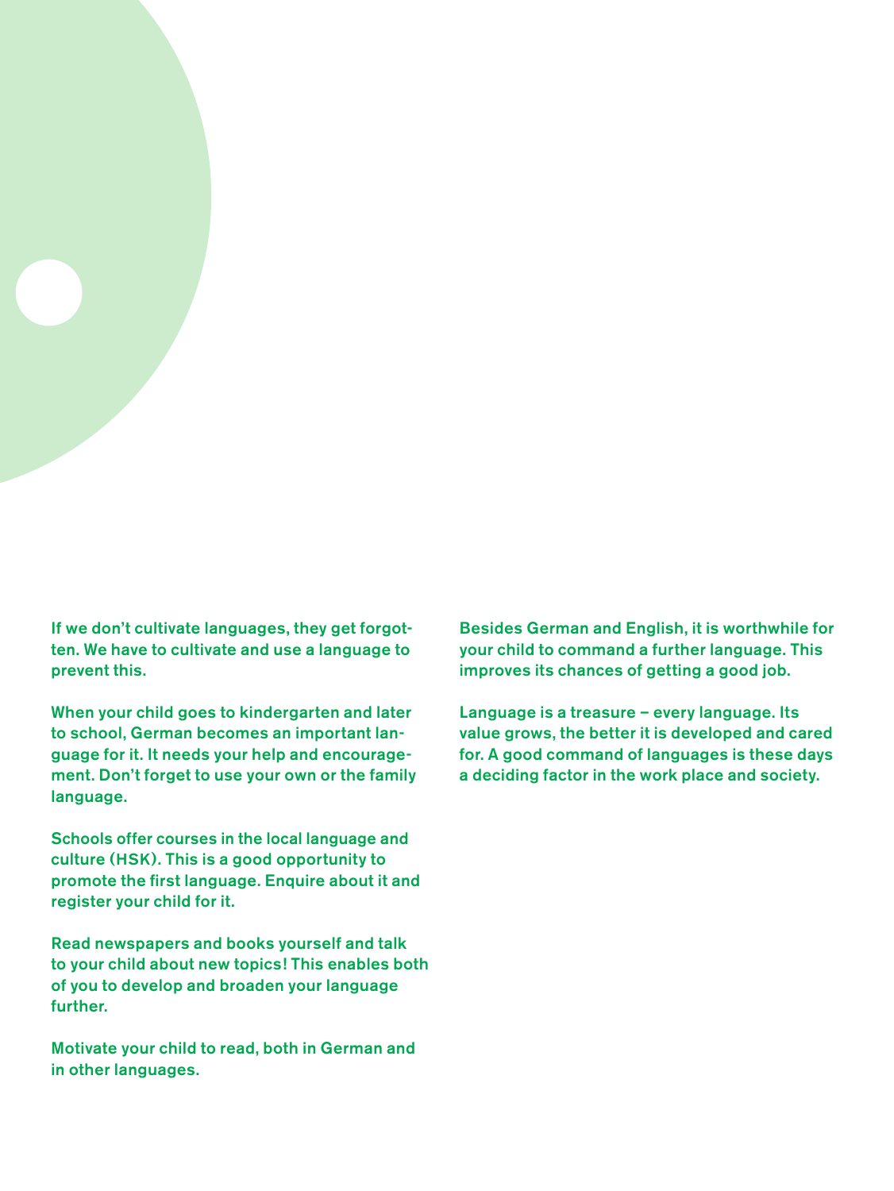If we don't cultivate languages, they get forgotten. We have to cultivate and use a language to prevent this.

When your child goes to kindergarten and later to school, German becomes an important language for it. It needs your help and encouragement. Don't forget to use your own or the family language.

Schools offer courses in the local language and culture (HSK). This is a good opportunity to promote the first language. Enquire about it and register your child for it.

Read newspapers and books yourself and talk to your child about new topics! This enables both of you to develop and broaden your language further.

Motivate your child to read, both in German and in other languages.

Besides German and English, it is worthwhile for your child to command a further language. This improves its chances of getting a good job.

Language is a treasure – every language. Its value grows, the better it is developed and cared for. A good command of languages is these days a deciding factor in the work place and society.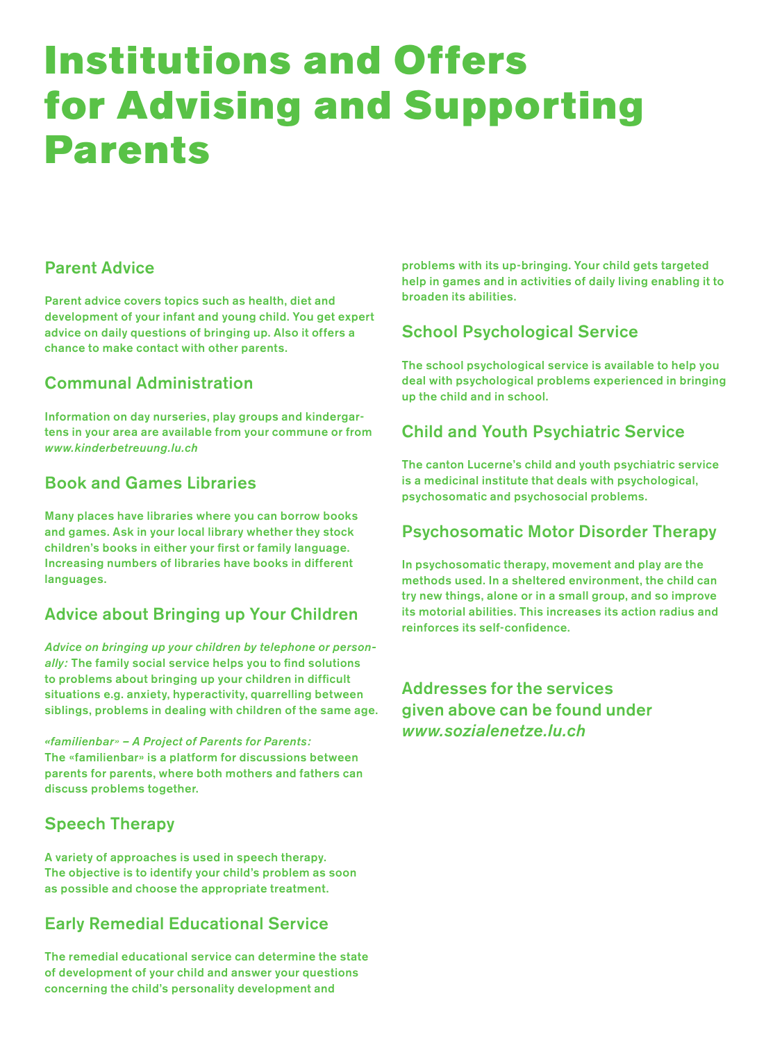# Institutions and Offers for Advising and Supporting Parents

## Parent Advice

Parent advice covers topics such as health, diet and development of your infant and young child. You get expert advice on daily questions of bringing up. Also it offers a chance to make contact with other parents.

## Communal Administration

Information on day nurseries, play groups and kindergartens in your area are available from your commune or from *www.kinderbetreuung.lu.ch*

## Book and Games Libraries

Many places have libraries where you can borrow books and games. Ask in your local library whether they stock children's books in either your first or family language. Increasing numbers of libraries have books in different languages.

## Advice about Bringing up Your Children

*Advice on bringing up your children by telephone or personally:* The family social service helps you to find solutions to problems about bringing up your children in difficult situations e.g. anxiety, hyperactivity, quarrelling between siblings, problems in dealing with children of the same age.

*«familienbar» – A Project of Parents for Parents:* The «familienbar» is a platform for discussions between parents for parents, where both mothers and fathers can discuss problems together.

## Speech Therapy

A variety of approaches is used in speech therapy. The objective is to identify your child's problem as soon as possible and choose the appropriate treatment.

## Early Remedial Educational Service

The remedial educational service can determine the state of development of your child and answer your questions concerning the child's personality development and problems with its up-bringing. Your child gets targeted help in games and in activities of daily living enabling it to broaden its abilities.

## School Psychological Service

The school psychological service is available to help you deal with psychological problems experienced in bringing up the child and in school.

## Child and Youth Psychiatric Service

The canton Lucerne's child and youth psychiatric service is a medicinal institute that deals with psychological, psychosomatic and psychosocial problems.

## Psychosomatic Motor Disorder Therapy

In psychosomatic therapy, movement and play are the methods used. In a sheltered environment, the child can try new things, alone or in a small group, and so improve its motorial abilities. This increases its action radius and reinforces its self-confidence.

## Addresses for the services given above can be found under *www.sozialenetze.lu.ch*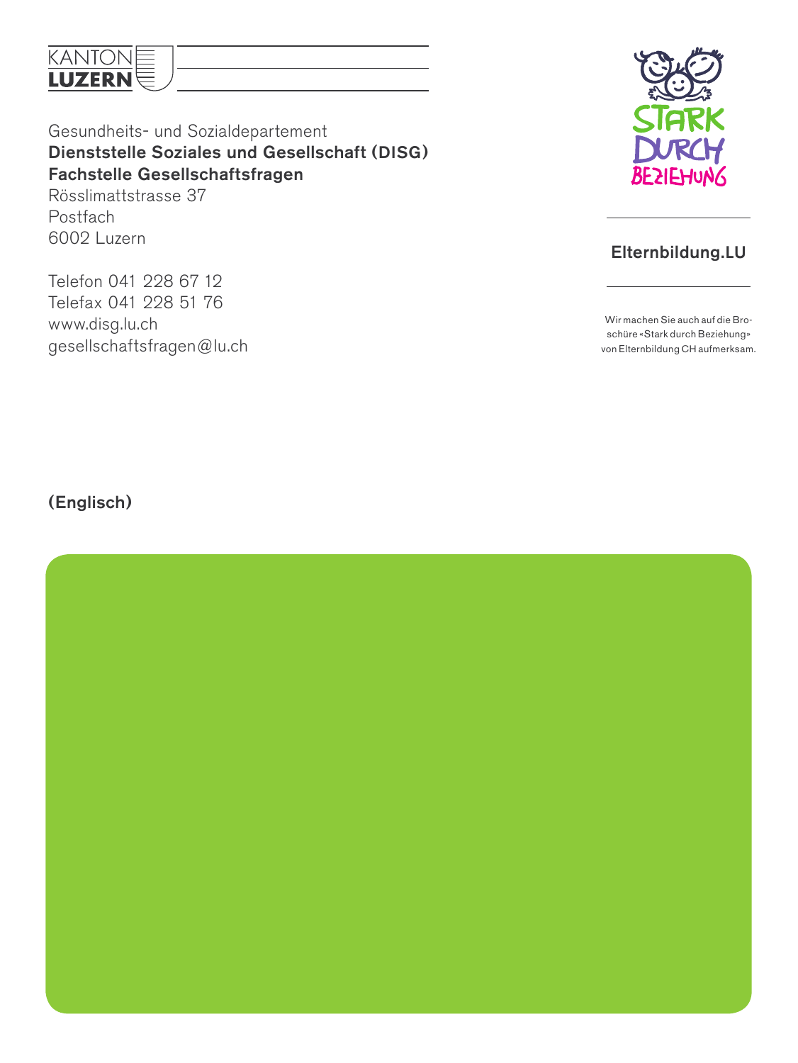KANTON
**LUZERN**

Gesundheits- und Sozialdepartement
**Dienststelle Soziales und Gesellschaft (DISG)**
**Fachstelle Gesellschaftsfragen**
Rösslimattstrasse 37
Postfach
6002 Luzern

Telefon 041 228 67 12
Telefax 041 228 51 76
www.disg.lu.ch
gesellschaftsfragen@lu.ch

STARK DURCH BEZIEHUNG

Elternbildung.LU

Wir machen Sie auch auf die Broschüre «Stark durch Beziehung» von Elternbildung CH aufmerksam.

**(Englisch)**